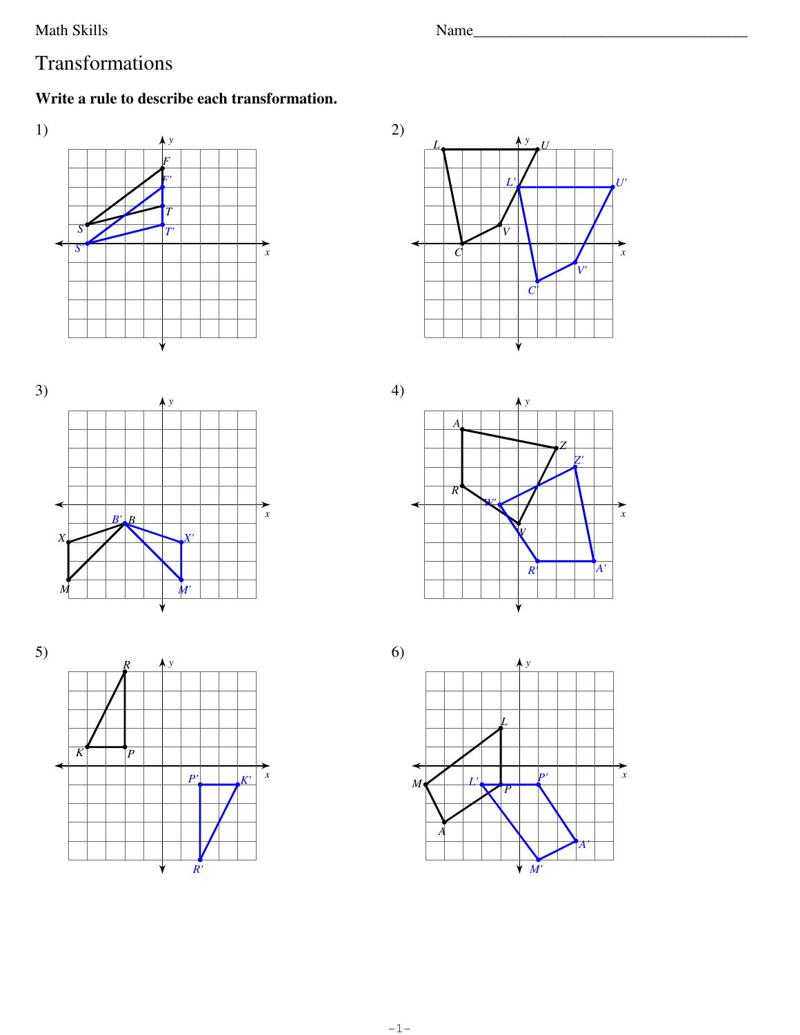Math Skills

Name___________________________________

# Transformations

**Write a rule to describe each transformation.**

1)

2)

3)

4)

5)

6)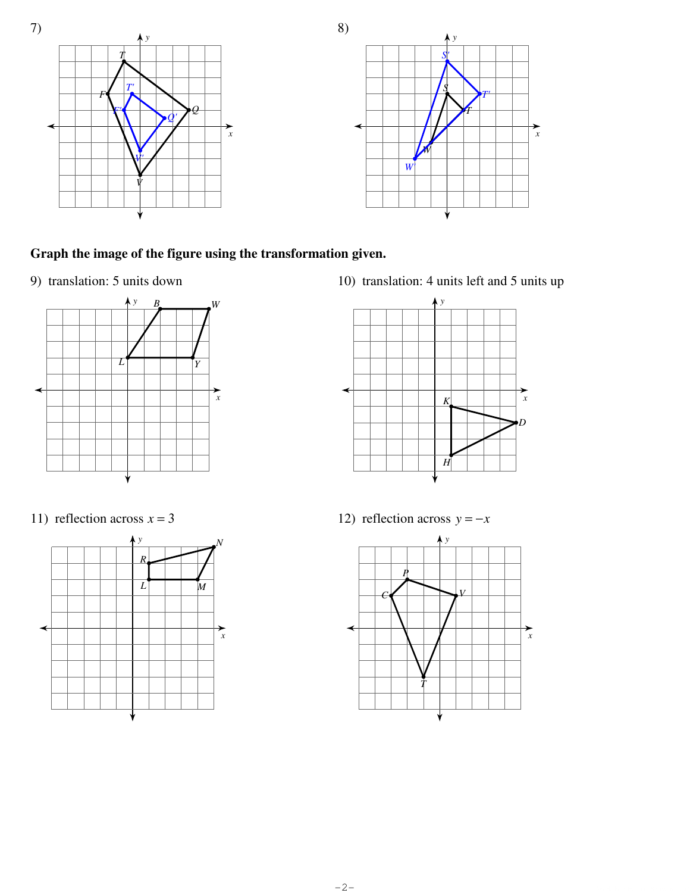7)

8)

**Graph the image of the figure using the transformation given.**

9) translation: 5 units down

10) translation: 4 units left and 5 units up

11) reflection across $x = 3$

12) reflection across $y = -x$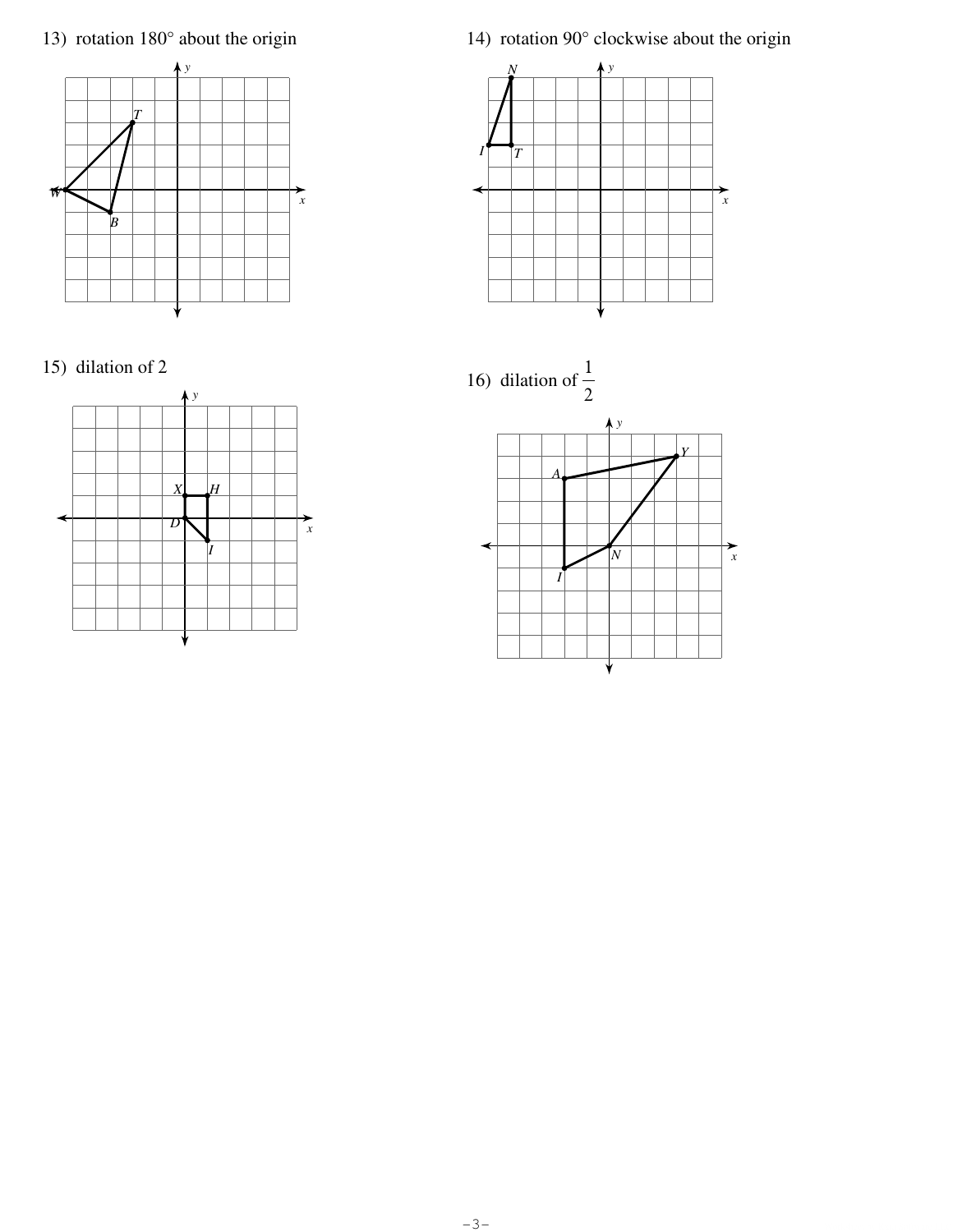13) rotation 180° about the origin

T
W
B
y
x

14) rotation 90° clockwise about the origin

N
I
T
y
x

15) dilation of 2

X
H
D
I
y
x

16) dilation of $\frac{1}{2}$

Y
A
N
I
y
x